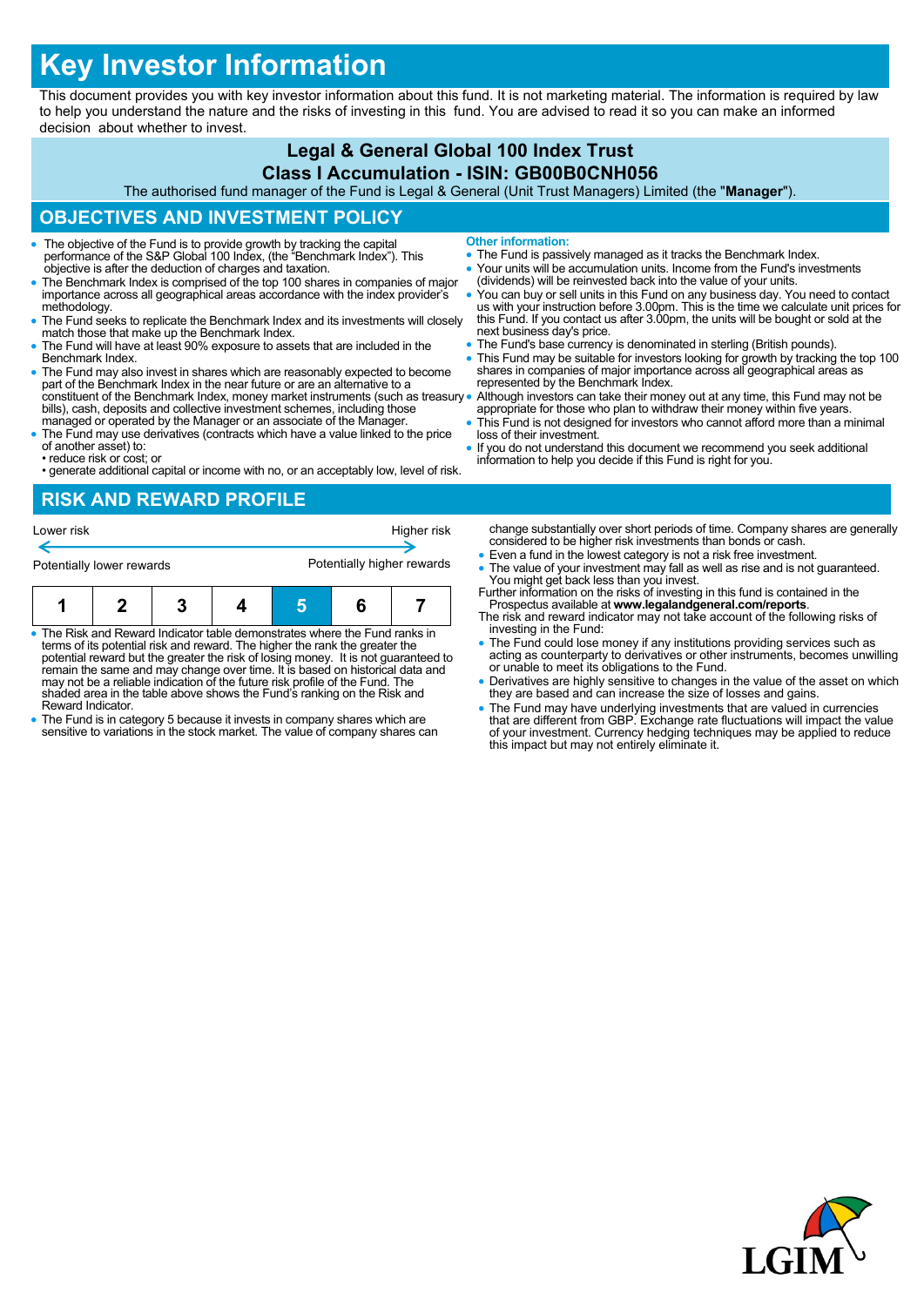# Key Investor Information

This document provides you with key investor information about this fund. It is not marketing material. The information is required by law to help you understand the nature and the risks of investing in this fund. You are advised to read it so you can make an informed decision about whether to invest.

**Legal & General Global 100 Index Trust**

**Class I Accumulation - ISIN: GB00B0CNH056**

The authorised fund manager of the Fund is Legal & General (Unit Trust Managers) Limited (the "**Manager**").

## OBJECTIVES AND INVESTMENT POLICY

- The objective of the Fund is to provide growth by tracking the capital performance of the S&P Global 100 Index, (the "Benchmark Index"). This objective is after the deduction of charges and taxation.
- The Benchmark Index is comprised of the top 100 shares in companies of major importance across all geographical areas accordance with the index provider's methodology.
- The Fund seeks to replicate the Benchmark Index and its investments will closely match those that make up the Benchmark Index.
- The Fund will have at least 90% exposure to assets that are included in the Benchmark Index.
- The Fund may also invest in shares which are reasonably expected to become part of the Benchmark Index in the near future or are an alternative to a constituent of the Benchmark Index, money market instruments (such as treasury bills), cash, deposits and collective investment schemes, including those managed or operated by the Manager or an associate of the Manager.
- The Fund may use derivatives (contracts which have a value linked to the price of another asset) to:
  - • reduce risk or cost; or
  - • generate additional capital or income with no, or an acceptably low, level of risk.

**Other information:**

- The Fund is passively managed as it tracks the Benchmark Index.
- Your units will be accumulation units. Income from the Fund's investments (dividends) will be reinvested back into the value of your units.
- You can buy or sell units in this Fund on any business day. You need to contact us with your instruction before 3.00pm. This is the time we calculate unit prices for this Fund. If you contact us after 3.00pm, the units will be bought or sold at the next business day's price.
- The Fund's base currency is denominated in sterling (British pounds).
- This Fund may be suitable for investors looking for growth by tracking the top 100 shares in companies of major importance across all geographical areas as represented by the Benchmark Index.
- Although investors can take their money out at any time, this Fund may not be appropriate for those who plan to withdraw their money within five years.
- This Fund is not designed for investors who cannot afford more than a minimal loss of their investment.
- If you do not understand this document we recommend you seek additional information to help you decide if this Fund is right for you.

## RISK AND REWARD PROFILE

Lower risk ← → Higher risk

Potentially lower rewards — Potentially higher rewards

| 1 | 2 | 3 | 4 | **5** | 6 | 7 |
|---|---|---|---|---|---|---|

- The Risk and Reward Indicator table demonstrates where the Fund ranks in terms of its potential risk and reward. The higher the rank the greater the potential reward but the greater the risk of losing money. It is not guaranteed to remain the same and may change over time. It is based on historical data and may not be a reliable indication of the future risk profile of the Fund. The shaded area in the table above shows the Fund's ranking on the Risk and Reward Indicator.
- The Fund is in category 5 because it invests in company shares which are sensitive to variations in the stock market. The value of company shares can change substantially over short periods of time. Company shares are generally considered to be higher risk investments than bonds or cash.
- Even a fund in the lowest category is not a risk free investment.
- The value of your investment may fall as well as rise and is not guaranteed. You might get back less than you invest.

Further information on the risks of investing in this fund is contained in the Prospectus available at **www.legalandgeneral.com/reports**.

The risk and reward indicator may not take account of the following risks of investing in the Fund:

- The Fund could lose money if any institutions providing services such as acting as counterparty to derivatives or other instruments, becomes unwilling or unable to meet its obligations to the Fund.
- Derivatives are highly sensitive to changes in the value of the asset on which they are based and can increase the size of losses and gains.
- The Fund may have underlying investments that are valued in currencies that are different from GBP. Exchange rate fluctuations will impact the value of your investment. Currency hedging techniques may be applied to reduce this impact but may not entirely eliminate it.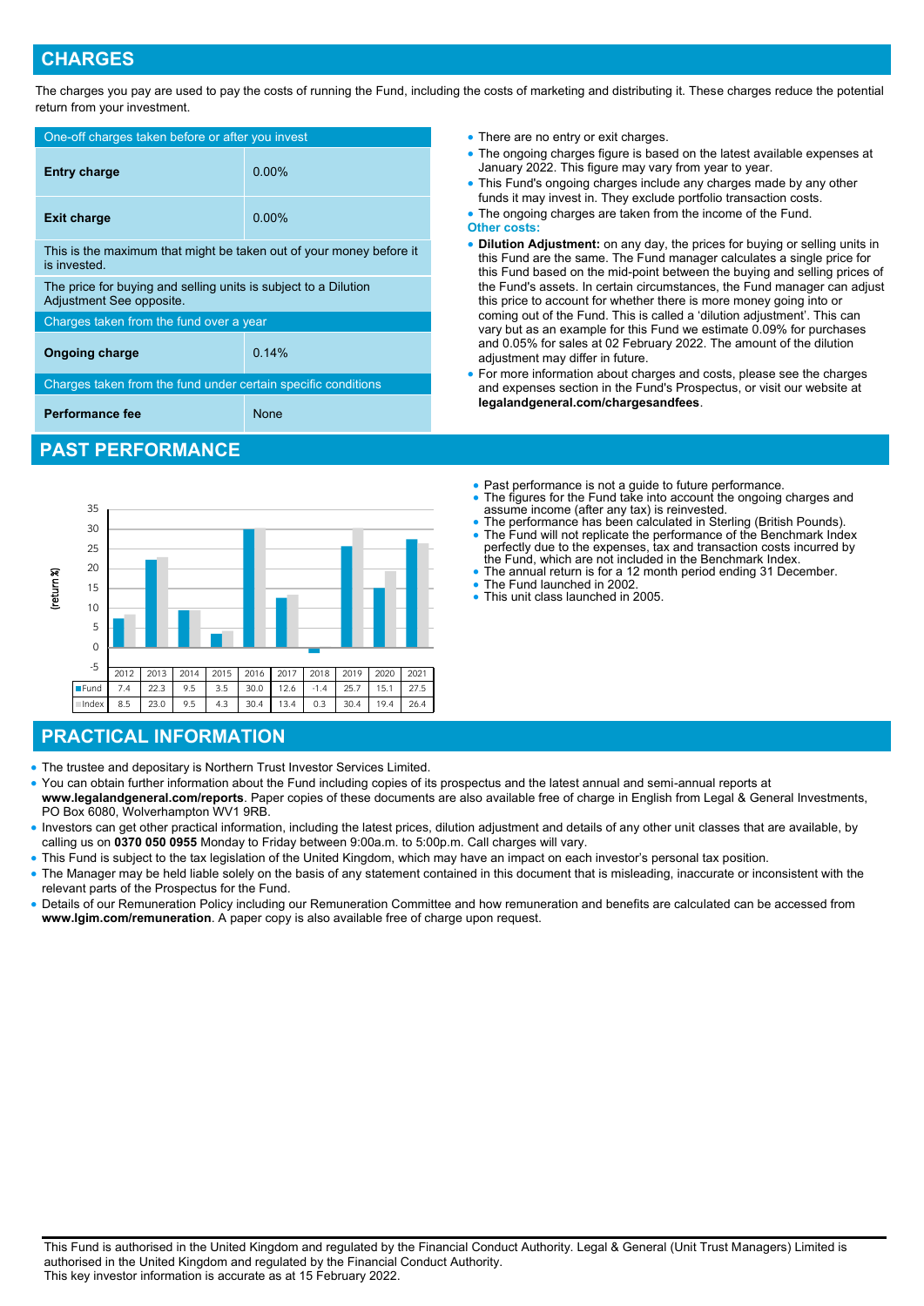## CHARGES

The charges you pay are used to pay the costs of running the Fund, including the costs of marketing and distributing it. These charges reduce the potential return from your investment.

| One-off charges taken before or after you invest | |
|---|---|
| **Entry charge** | 0.00% |
| **Exit charge** | 0.00% |
| This is the maximum that might be taken out of your money before it is invested. | |
| The price for buying and selling units is subject to a Dilution Adjustment See opposite. | |
| Charges taken from the fund over a year | |
| **Ongoing charge** | 0.14% |
| Charges taken from the fund under certain specific conditions | |
| **Performance fee** | None |

- There are no entry or exit charges.
- The ongoing charges figure is based on the latest available expenses at January 2022. This figure may vary from year to year.
- This Fund's ongoing charges include any charges made by any other funds it may invest in. They exclude portfolio transaction costs.
- The ongoing charges are taken from the income of the Fund.

**Other costs:**

- **Dilution Adjustment:** on any day, the prices for buying or selling units in this Fund are the same. The Fund manager calculates a single price for this Fund based on the mid-point between the buying and selling prices of the Fund's assets. In certain circumstances, the Fund manager can adjust this price to account for whether there is more money going into or coming out of the Fund. This is called a 'dilution adjustment'. This can vary but as an example for this Fund we estimate 0.09% for purchases and 0.05% for sales at 02 February 2022. The amount of the dilution adjustment may differ in future.
- For more information about charges and costs, please see the charges and expenses section in the Fund's Prospectus, or visit our website at **legalandgeneral.com/chargesandfees**.

## PAST PERFORMANCE

(return %)

35
30
25
20
15
10
5
0
-5

| | 2012 | 2013 | 2014 | 2015 | 2016 | 2017 | 2018 | 2019 | 2020 | 2021 |
|---|---|---|---|---|---|---|---|---|---|---|
| Fund | 7.4 | 22.3 | 9.5 | 3.5 | 30.0 | 12.6 | -1.4 | 25.7 | 15.1 | 27.5 |
| Index | 8.5 | 23.0 | 9.5 | 4.3 | 30.4 | 13.4 | 0.3 | 30.4 | 19.4 | 26.4 |

- Past performance is not a guide to future performance.
- The figures for the Fund take into account the ongoing charges and assume income (after any tax) is reinvested.
- The performance has been calculated in Sterling (British Pounds).
- The Fund will not replicate the performance of the Benchmark Index perfectly due to the expenses, tax and transaction costs incurred by the Fund, which are not included in the Benchmark Index.
- The annual return is for a 12 month period ending 31 December.
- The Fund launched in 2002.
- This unit class launched in 2005.

## PRACTICAL INFORMATION

- The trustee and depositary is Northern Trust Investor Services Limited.
- You can obtain further information about the Fund including copies of its prospectus and the latest annual and semi-annual reports at **www.legalandgeneral.com/reports**. Paper copies of these documents are also available free of charge in English from Legal & General Investments, PO Box 6080, Wolverhampton WV1 9RB.
- Investors can get other practical information, including the latest prices, dilution adjustment and details of any other unit classes that are available, by calling us on **0370 050 0955** Monday to Friday between 9:00a.m. to 5:00p.m. Call charges will vary.
- This Fund is subject to the tax legislation of the United Kingdom, which may have an impact on each investor's personal tax position.
- The Manager may be held liable solely on the basis of any statement contained in this document that is misleading, inaccurate or inconsistent with the relevant parts of the Prospectus for the Fund.
- Details of our Remuneration Policy including our Remuneration Committee and how remuneration and benefits are calculated can be accessed from **www.lgim.com/remuneration**. A paper copy is also available free of charge upon request.

This Fund is authorised in the United Kingdom and regulated by the Financial Conduct Authority. Legal & General (Unit Trust Managers) Limited is authorised in the United Kingdom and regulated by the Financial Conduct Authority.
This key investor information is accurate as at 15 February 2022.